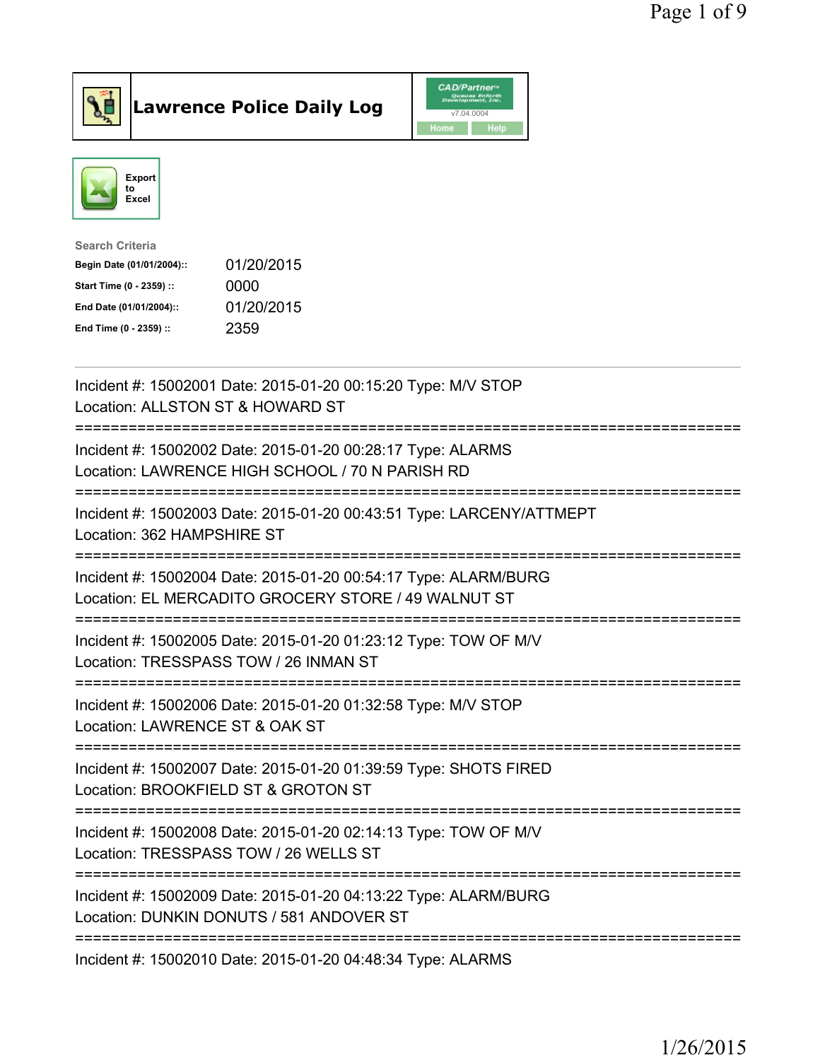# Lawrence Police Daily Log

Export to Excel

**Search Criteria**

| | |
|---|---|
| Begin Date (01/01/2004):: | 01/20/2015 |
| Start Time (0 - 2359) :: | 0000 |
| End Date (01/01/2004):: | 01/20/2015 |
| End Time (0 - 2359) :: | 2359 |

---

Incident #: 15002001 Date: 2015-01-20 00:15:20 Type: M/V STOP
Location: ALLSTON ST & HOWARD ST

===========================================================================

Incident #: 15002002 Date: 2015-01-20 00:28:17 Type: ALARMS
Location: LAWRENCE HIGH SCHOOL / 70 N PARISH RD

===========================================================================

Incident #: 15002003 Date: 2015-01-20 00:43:51 Type: LARCENY/ATTMEPT
Location: 362 HAMPSHIRE ST

===========================================================================

Incident #: 15002004 Date: 2015-01-20 00:54:17 Type: ALARM/BURG
Location: EL MERCADITO GROCERY STORE / 49 WALNUT ST

===========================================================================

Incident #: 15002005 Date: 2015-01-20 01:23:12 Type: TOW OF M/V
Location: TRESSPASS TOW / 26 INMAN ST

===========================================================================

Incident #: 15002006 Date: 2015-01-20 01:32:58 Type: M/V STOP
Location: LAWRENCE ST & OAK ST

===========================================================================

Incident #: 15002007 Date: 2015-01-20 01:39:59 Type: SHOTS FIRED
Location: BROOKFIELD ST & GROTON ST

===========================================================================

Incident #: 15002008 Date: 2015-01-20 02:14:13 Type: TOW OF M/V
Location: TRESSPASS TOW / 26 WELLS ST

===========================================================================

Incident #: 15002009 Date: 2015-01-20 04:13:22 Type: ALARM/BURG
Location: DUNKIN DONUTS / 581 ANDOVER ST

===========================================================================

Incident #: 15002010 Date: 2015-01-20 04:48:34 Type: ALARMS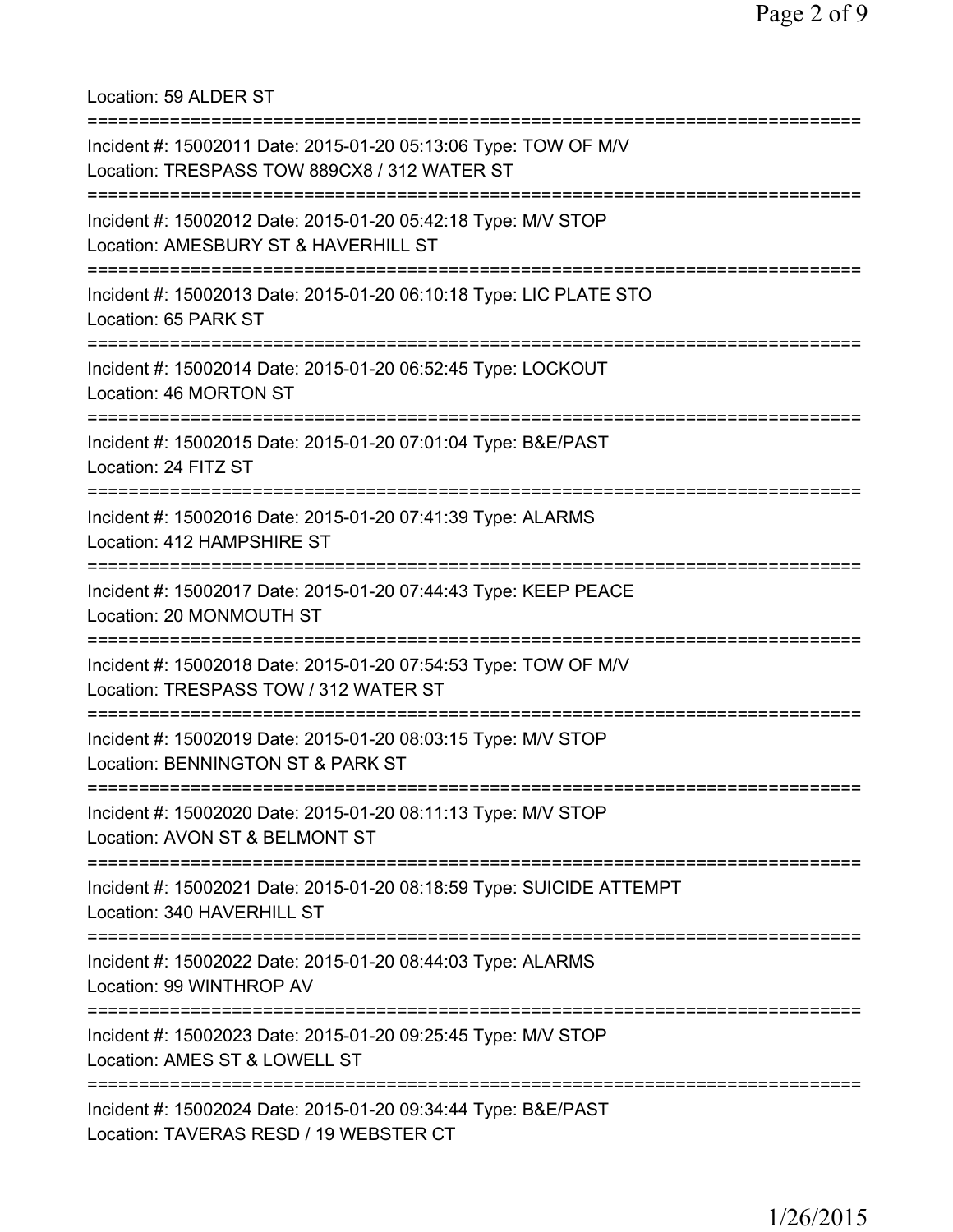Location: 59 ALDER ST

===========================================================================

Incident #: 15002011 Date: 2015-01-20 05:13:06 Type: TOW OF M/V
Location: TRESPASS TOW 889CX8 / 312 WATER ST

===========================================================================

Incident #: 15002012 Date: 2015-01-20 05:42:18 Type: M/V STOP
Location: AMESBURY ST & HAVERHILL ST

===========================================================================

Incident #: 15002013 Date: 2015-01-20 06:10:18 Type: LIC PLATE STO
Location: 65 PARK ST

===========================================================================

Incident #: 15002014 Date: 2015-01-20 06:52:45 Type: LOCKOUT
Location: 46 MORTON ST

===========================================================================

Incident #: 15002015 Date: 2015-01-20 07:01:04 Type: B&E/PAST
Location: 24 FITZ ST

===========================================================================

Incident #: 15002016 Date: 2015-01-20 07:41:39 Type: ALARMS
Location: 412 HAMPSHIRE ST

===========================================================================

Incident #: 15002017 Date: 2015-01-20 07:44:43 Type: KEEP PEACE
Location: 20 MONMOUTH ST

===========================================================================

Incident #: 15002018 Date: 2015-01-20 07:54:53 Type: TOW OF M/V
Location: TRESPASS TOW / 312 WATER ST

===========================================================================

Incident #: 15002019 Date: 2015-01-20 08:03:15 Type: M/V STOP
Location: BENNINGTON ST & PARK ST

===========================================================================

Incident #: 15002020 Date: 2015-01-20 08:11:13 Type: M/V STOP
Location: AVON ST & BELMONT ST

===========================================================================

Incident #: 15002021 Date: 2015-01-20 08:18:59 Type: SUICIDE ATTEMPT
Location: 340 HAVERHILL ST

===========================================================================

Incident #: 15002022 Date: 2015-01-20 08:44:03 Type: ALARMS
Location: 99 WINTHROP AV

===========================================================================

Incident #: 15002023 Date: 2015-01-20 09:25:45 Type: M/V STOP
Location: AMES ST & LOWELL ST

===========================================================================

Incident #: 15002024 Date: 2015-01-20 09:34:44 Type: B&E/PAST
Location: TAVERAS RESD / 19 WEBSTER CT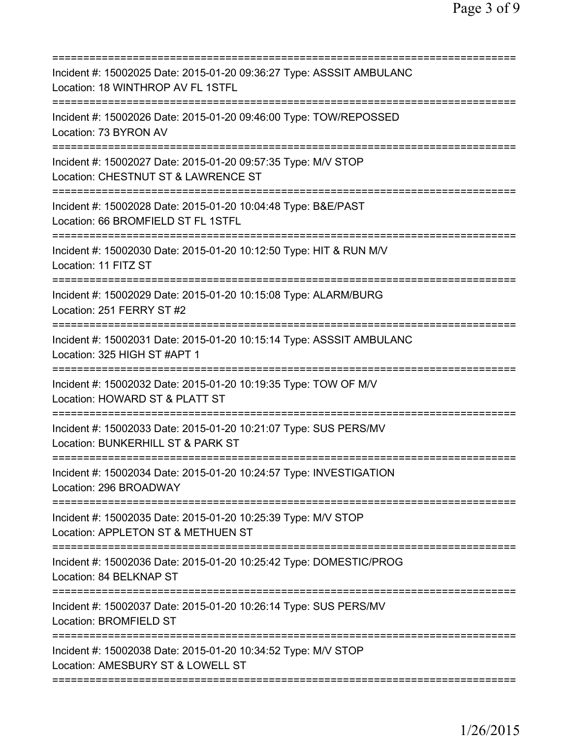===========================================================================
Incident #: 15002025 Date: 2015-01-20 09:36:27 Type: ASSSIT AMBULANC
Location: 18 WINTHROP AV FL 1STFL
===========================================================================
Incident #: 15002026 Date: 2015-01-20 09:46:00 Type: TOW/REPOSSED
Location: 73 BYRON AV
===========================================================================
Incident #: 15002027 Date: 2015-01-20 09:57:35 Type: M/V STOP
Location: CHESTNUT ST & LAWRENCE ST
===========================================================================
Incident #: 15002028 Date: 2015-01-20 10:04:48 Type: B&E/PAST
Location: 66 BROMFIELD ST FL 1STFL
===========================================================================
Incident #: 15002030 Date: 2015-01-20 10:12:50 Type: HIT & RUN M/V
Location: 11 FITZ ST
===========================================================================
Incident #: 15002029 Date: 2015-01-20 10:15:08 Type: ALARM/BURG
Location: 251 FERRY ST #2
===========================================================================
Incident #: 15002031 Date: 2015-01-20 10:15:14 Type: ASSSIT AMBULANC
Location: 325 HIGH ST #APT 1
===========================================================================
Incident #: 15002032 Date: 2015-01-20 10:19:35 Type: TOW OF M/V
Location: HOWARD ST & PLATT ST
===========================================================================
Incident #: 15002033 Date: 2015-01-20 10:21:07 Type: SUS PERS/MV
Location: BUNKERHILL ST & PARK ST
===========================================================================
Incident #: 15002034 Date: 2015-01-20 10:24:57 Type: INVESTIGATION
Location: 296 BROADWAY
===========================================================================
Incident #: 15002035 Date: 2015-01-20 10:25:39 Type: M/V STOP
Location: APPLETON ST & METHUEN ST
===========================================================================
Incident #: 15002036 Date: 2015-01-20 10:25:42 Type: DOMESTIC/PROG
Location: 84 BELKNAP ST
===========================================================================
Incident #: 15002037 Date: 2015-01-20 10:26:14 Type: SUS PERS/MV
Location: BROMFIELD ST
===========================================================================
Incident #: 15002038 Date: 2015-01-20 10:34:52 Type: M/V STOP
Location: AMESBURY ST & LOWELL ST
===========================================================================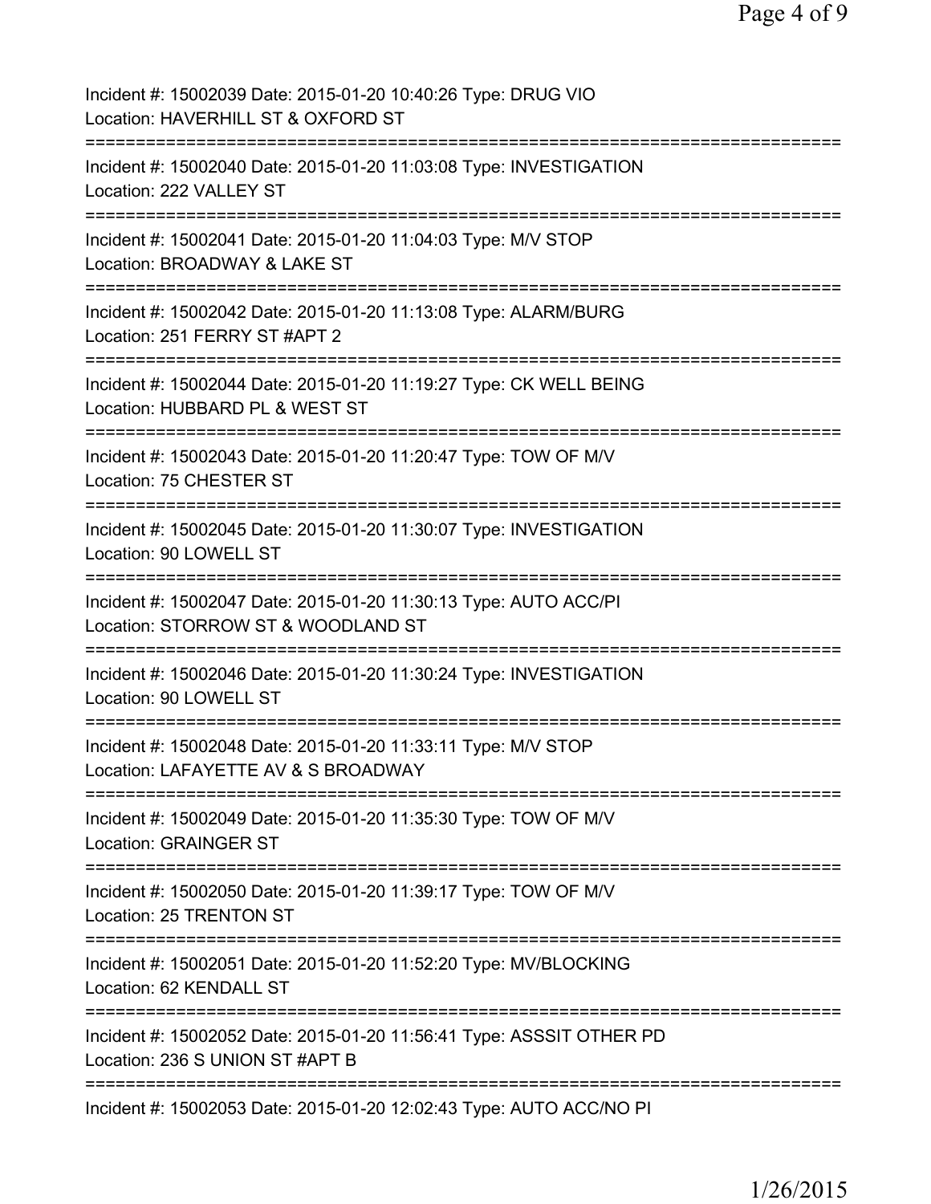Incident #: 15002039 Date: 2015-01-20 10:40:26 Type: DRUG VIO
Location: HAVERHILL ST & OXFORD ST
===========================================================================
Incident #: 15002040 Date: 2015-01-20 11:03:08 Type: INVESTIGATION
Location: 222 VALLEY ST
===========================================================================
Incident #: 15002041 Date: 2015-01-20 11:04:03 Type: M/V STOP
Location: BROADWAY & LAKE ST
===========================================================================
Incident #: 15002042 Date: 2015-01-20 11:13:08 Type: ALARM/BURG
Location: 251 FERRY ST #APT 2
===========================================================================
Incident #: 15002044 Date: 2015-01-20 11:19:27 Type: CK WELL BEING
Location: HUBBARD PL & WEST ST
===========================================================================
Incident #: 15002043 Date: 2015-01-20 11:20:47 Type: TOW OF M/V
Location: 75 CHESTER ST
===========================================================================
Incident #: 15002045 Date: 2015-01-20 11:30:07 Type: INVESTIGATION
Location: 90 LOWELL ST
===========================================================================
Incident #: 15002047 Date: 2015-01-20 11:30:13 Type: AUTO ACC/PI
Location: STORROW ST & WOODLAND ST
===========================================================================
Incident #: 15002046 Date: 2015-01-20 11:30:24 Type: INVESTIGATION
Location: 90 LOWELL ST
===========================================================================
Incident #: 15002048 Date: 2015-01-20 11:33:11 Type: M/V STOP
Location: LAFAYETTE AV & S BROADWAY
===========================================================================
Incident #: 15002049 Date: 2015-01-20 11:35:30 Type: TOW OF M/V
Location: GRAINGER ST
===========================================================================
Incident #: 15002050 Date: 2015-01-20 11:39:17 Type: TOW OF M/V
Location: 25 TRENTON ST
===========================================================================
Incident #: 15002051 Date: 2015-01-20 11:52:20 Type: MV/BLOCKING
Location: 62 KENDALL ST
===========================================================================
Incident #: 15002052 Date: 2015-01-20 11:56:41 Type: ASSSIT OTHER PD
Location: 236 S UNION ST #APT B
===========================================================================
Incident #: 15002053 Date: 2015-01-20 12:02:43 Type: AUTO ACC/NO PI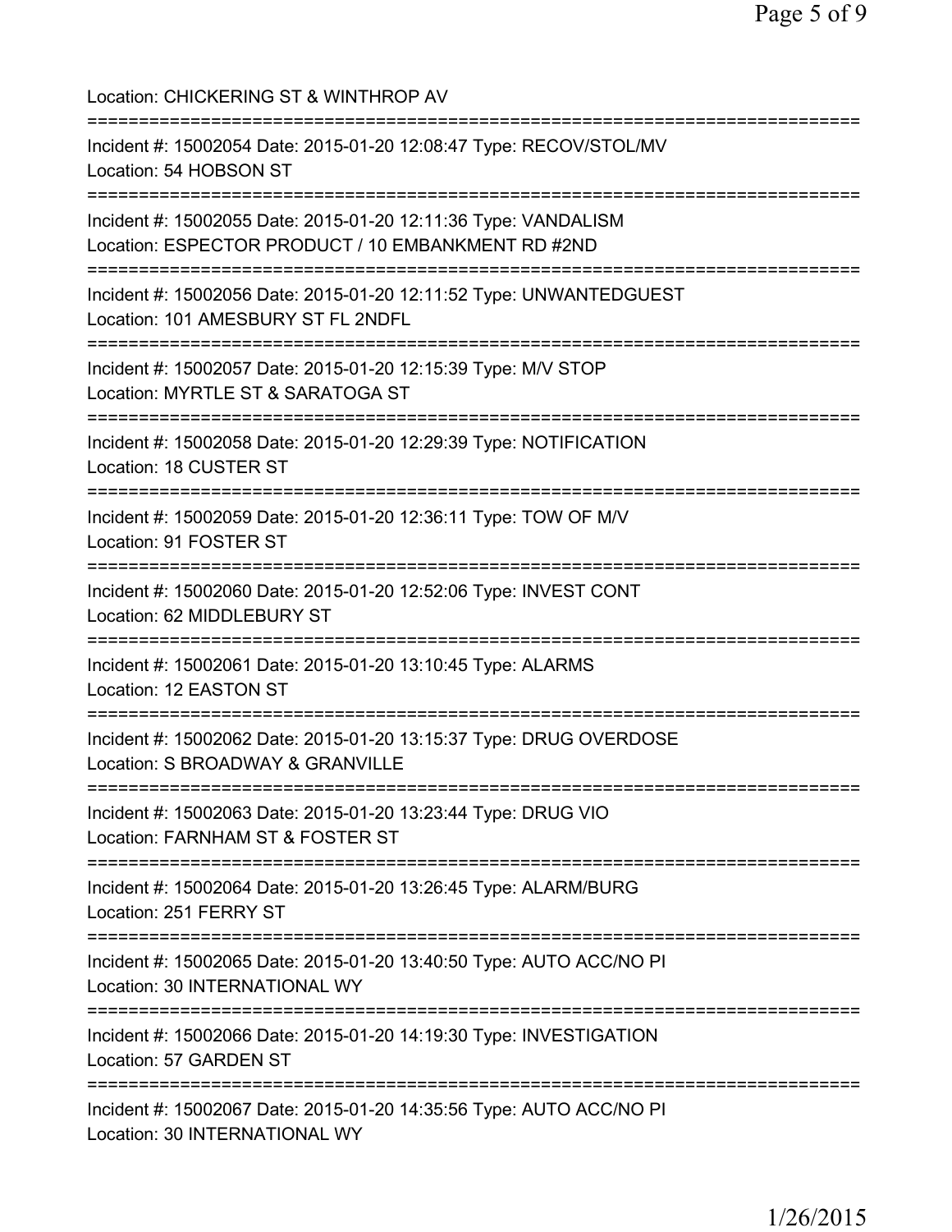Location: CHICKERING ST & WINTHROP AV

===========================================================================

Incident #: 15002054 Date: 2015-01-20 12:08:47 Type: RECOV/STOL/MV
Location: 54 HOBSON ST

===========================================================================

Incident #: 15002055 Date: 2015-01-20 12:11:36 Type: VANDALISM
Location: ESPECTOR PRODUCT / 10 EMBANKMENT RD #2ND

===========================================================================

Incident #: 15002056 Date: 2015-01-20 12:11:52 Type: UNWANTEDGUEST
Location: 101 AMESBURY ST FL 2NDFL

===========================================================================

Incident #: 15002057 Date: 2015-01-20 12:15:39 Type: M/V STOP
Location: MYRTLE ST & SARATOGA ST

===========================================================================

Incident #: 15002058 Date: 2015-01-20 12:29:39 Type: NOTIFICATION
Location: 18 CUSTER ST

===========================================================================

Incident #: 15002059 Date: 2015-01-20 12:36:11 Type: TOW OF M/V
Location: 91 FOSTER ST

===========================================================================

Incident #: 15002060 Date: 2015-01-20 12:52:06 Type: INVEST CONT
Location: 62 MIDDLEBURY ST

===========================================================================

Incident #: 15002061 Date: 2015-01-20 13:10:45 Type: ALARMS
Location: 12 EASTON ST

===========================================================================

Incident #: 15002062 Date: 2015-01-20 13:15:37 Type: DRUG OVERDOSE
Location: S BROADWAY & GRANVILLE

===========================================================================

Incident #: 15002063 Date: 2015-01-20 13:23:44 Type: DRUG VIO
Location: FARNHAM ST & FOSTER ST

===========================================================================

Incident #: 15002064 Date: 2015-01-20 13:26:45 Type: ALARM/BURG
Location: 251 FERRY ST

===========================================================================

Incident #: 15002065 Date: 2015-01-20 13:40:50 Type: AUTO ACC/NO PI
Location: 30 INTERNATIONAL WY

===========================================================================

Incident #: 15002066 Date: 2015-01-20 14:19:30 Type: INVESTIGATION
Location: 57 GARDEN ST

===========================================================================

Incident #: 15002067 Date: 2015-01-20 14:35:56 Type: AUTO ACC/NO PI
Location: 30 INTERNATIONAL WY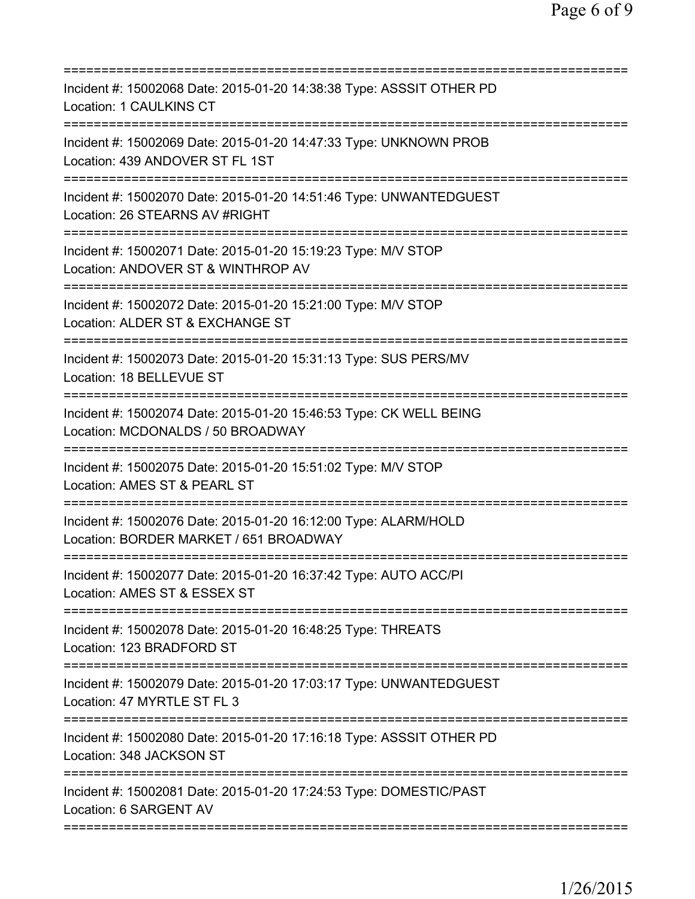===========================================================================
Incident #: 15002068 Date: 2015-01-20 14:38:38 Type: ASSSIT OTHER PD
Location: 1 CAULKINS CT
===========================================================================
Incident #: 15002069 Date: 2015-01-20 14:47:33 Type: UNKNOWN PROB
Location: 439 ANDOVER ST FL 1ST
===========================================================================
Incident #: 15002070 Date: 2015-01-20 14:51:46 Type: UNWANTEDGUEST
Location: 26 STEARNS AV #RIGHT
===========================================================================
Incident #: 15002071 Date: 2015-01-20 15:19:23 Type: M/V STOP
Location: ANDOVER ST & WINTHROP AV
===========================================================================
Incident #: 15002072 Date: 2015-01-20 15:21:00 Type: M/V STOP
Location: ALDER ST & EXCHANGE ST
===========================================================================
Incident #: 15002073 Date: 2015-01-20 15:31:13 Type: SUS PERS/MV
Location: 18 BELLEVUE ST
===========================================================================
Incident #: 15002074 Date: 2015-01-20 15:46:53 Type: CK WELL BEING
Location: MCDONALDS / 50 BROADWAY
===========================================================================
Incident #: 15002075 Date: 2015-01-20 15:51:02 Type: M/V STOP
Location: AMES ST & PEARL ST
===========================================================================
Incident #: 15002076 Date: 2015-01-20 16:12:00 Type: ALARM/HOLD
Location: BORDER MARKET / 651 BROADWAY
===========================================================================
Incident #: 15002077 Date: 2015-01-20 16:37:42 Type: AUTO ACC/PI
Location: AMES ST & ESSEX ST
===========================================================================
Incident #: 15002078 Date: 2015-01-20 16:48:25 Type: THREATS
Location: 123 BRADFORD ST
===========================================================================
Incident #: 15002079 Date: 2015-01-20 17:03:17 Type: UNWANTEDGUEST
Location: 47 MYRTLE ST FL 3
===========================================================================
Incident #: 15002080 Date: 2015-01-20 17:16:18 Type: ASSSIT OTHER PD
Location: 348 JACKSON ST
===========================================================================
Incident #: 15002081 Date: 2015-01-20 17:24:53 Type: DOMESTIC/PAST
Location: 6 SARGENT AV
===========================================================================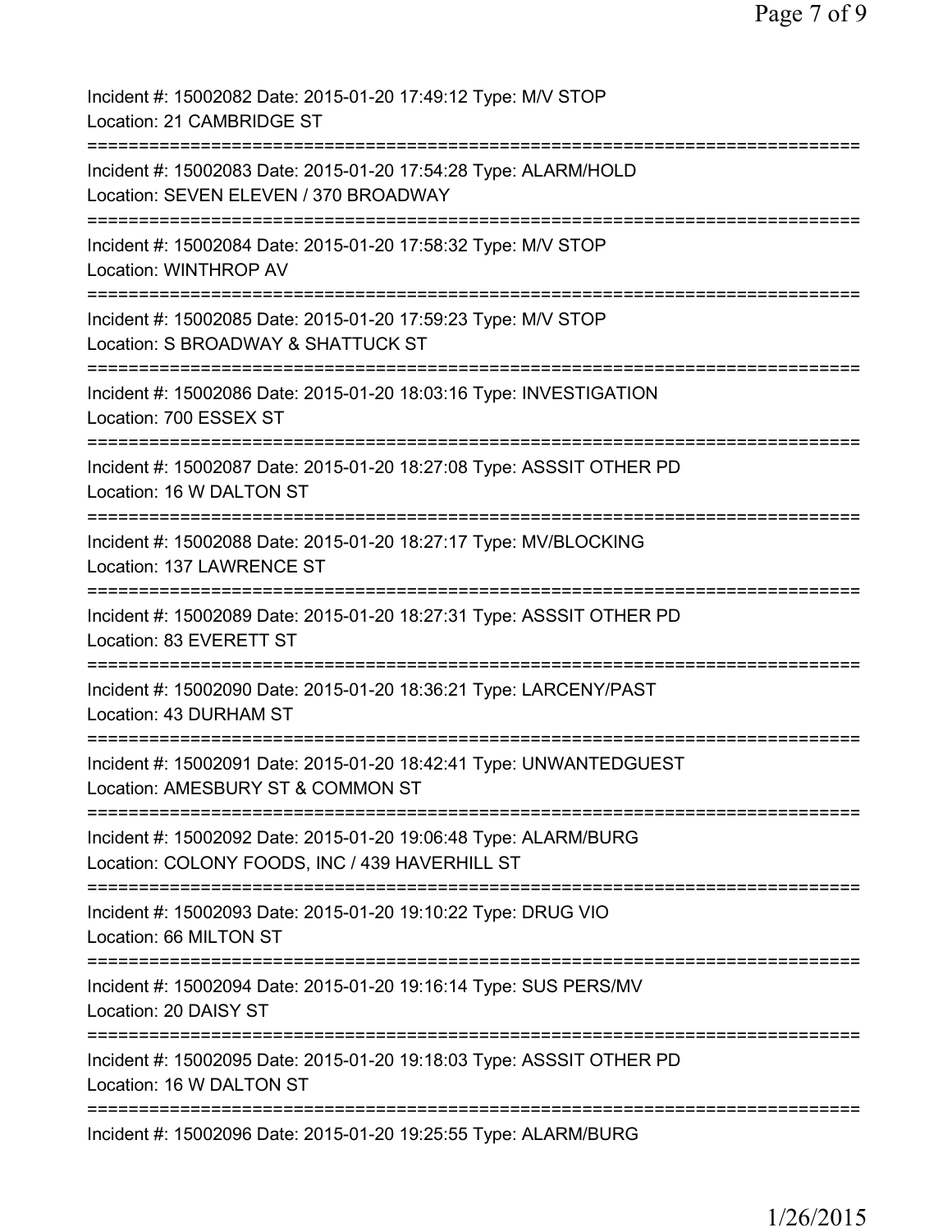Incident #: 15002082 Date: 2015-01-20 17:49:12 Type: M/V STOP
Location: 21 CAMBRIDGE ST
===========================================================================
Incident #: 15002083 Date: 2015-01-20 17:54:28 Type: ALARM/HOLD
Location: SEVEN ELEVEN / 370 BROADWAY
===========================================================================
Incident #: 15002084 Date: 2015-01-20 17:58:32 Type: M/V STOP
Location: WINTHROP AV
===========================================================================
Incident #: 15002085 Date: 2015-01-20 17:59:23 Type: M/V STOP
Location: S BROADWAY & SHATTUCK ST
===========================================================================
Incident #: 15002086 Date: 2015-01-20 18:03:16 Type: INVESTIGATION
Location: 700 ESSEX ST
===========================================================================
Incident #: 15002087 Date: 2015-01-20 18:27:08 Type: ASSSIT OTHER PD
Location: 16 W DALTON ST
===========================================================================
Incident #: 15002088 Date: 2015-01-20 18:27:17 Type: MV/BLOCKING
Location: 137 LAWRENCE ST
===========================================================================
Incident #: 15002089 Date: 2015-01-20 18:27:31 Type: ASSSIT OTHER PD
Location: 83 EVERETT ST
===========================================================================
Incident #: 15002090 Date: 2015-01-20 18:36:21 Type: LARCENY/PAST
Location: 43 DURHAM ST
===========================================================================
Incident #: 15002091 Date: 2015-01-20 18:42:41 Type: UNWANTEDGUEST
Location: AMESBURY ST & COMMON ST
===========================================================================
Incident #: 15002092 Date: 2015-01-20 19:06:48 Type: ALARM/BURG
Location: COLONY FOODS, INC / 439 HAVERHILL ST
===========================================================================
Incident #: 15002093 Date: 2015-01-20 19:10:22 Type: DRUG VIO
Location: 66 MILTON ST
===========================================================================
Incident #: 15002094 Date: 2015-01-20 19:16:14 Type: SUS PERS/MV
Location: 20 DAISY ST
===========================================================================
Incident #: 15002095 Date: 2015-01-20 19:18:03 Type: ASSSIT OTHER PD
Location: 16 W DALTON ST
===========================================================================
Incident #: 15002096 Date: 2015-01-20 19:25:55 Type: ALARM/BURG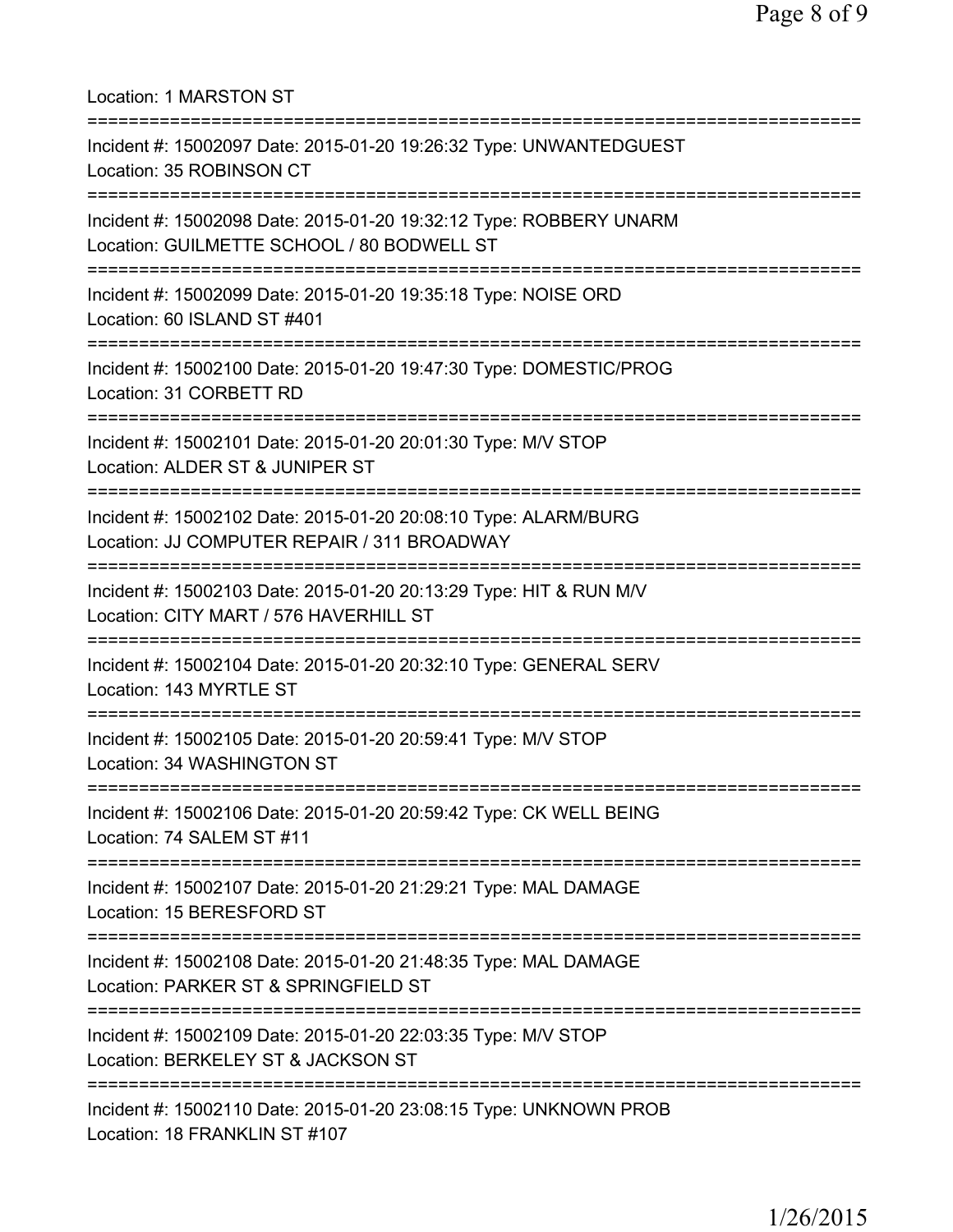Location: 1 MARSTON ST

===========================================================================

Incident #: 15002097 Date: 2015-01-20 19:26:32 Type: UNWANTEDGUEST
Location: 35 ROBINSON CT

===========================================================================

Incident #: 15002098 Date: 2015-01-20 19:32:12 Type: ROBBERY UNARM
Location: GUILMETTE SCHOOL / 80 BODWELL ST

===========================================================================

Incident #: 15002099 Date: 2015-01-20 19:35:18 Type: NOISE ORD
Location: 60 ISLAND ST #401

===========================================================================

Incident #: 15002100 Date: 2015-01-20 19:47:30 Type: DOMESTIC/PROG
Location: 31 CORBETT RD

===========================================================================

Incident #: 15002101 Date: 2015-01-20 20:01:30 Type: M/V STOP
Location: ALDER ST & JUNIPER ST

===========================================================================

Incident #: 15002102 Date: 2015-01-20 20:08:10 Type: ALARM/BURG
Location: JJ COMPUTER REPAIR / 311 BROADWAY

===========================================================================

Incident #: 15002103 Date: 2015-01-20 20:13:29 Type: HIT & RUN M/V
Location: CITY MART / 576 HAVERHILL ST

===========================================================================

Incident #: 15002104 Date: 2015-01-20 20:32:10 Type: GENERAL SERV
Location: 143 MYRTLE ST

===========================================================================

Incident #: 15002105 Date: 2015-01-20 20:59:41 Type: M/V STOP
Location: 34 WASHINGTON ST

===========================================================================

Incident #: 15002106 Date: 2015-01-20 20:59:42 Type: CK WELL BEING
Location: 74 SALEM ST #11

===========================================================================

Incident #: 15002107 Date: 2015-01-20 21:29:21 Type: MAL DAMAGE
Location: 15 BERESFORD ST

===========================================================================

Incident #: 15002108 Date: 2015-01-20 21:48:35 Type: MAL DAMAGE
Location: PARKER ST & SPRINGFIELD ST

===========================================================================

Incident #: 15002109 Date: 2015-01-20 22:03:35 Type: M/V STOP
Location: BERKELEY ST & JACKSON ST

===========================================================================

Incident #: 15002110 Date: 2015-01-20 23:08:15 Type: UNKNOWN PROB
Location: 18 FRANKLIN ST #107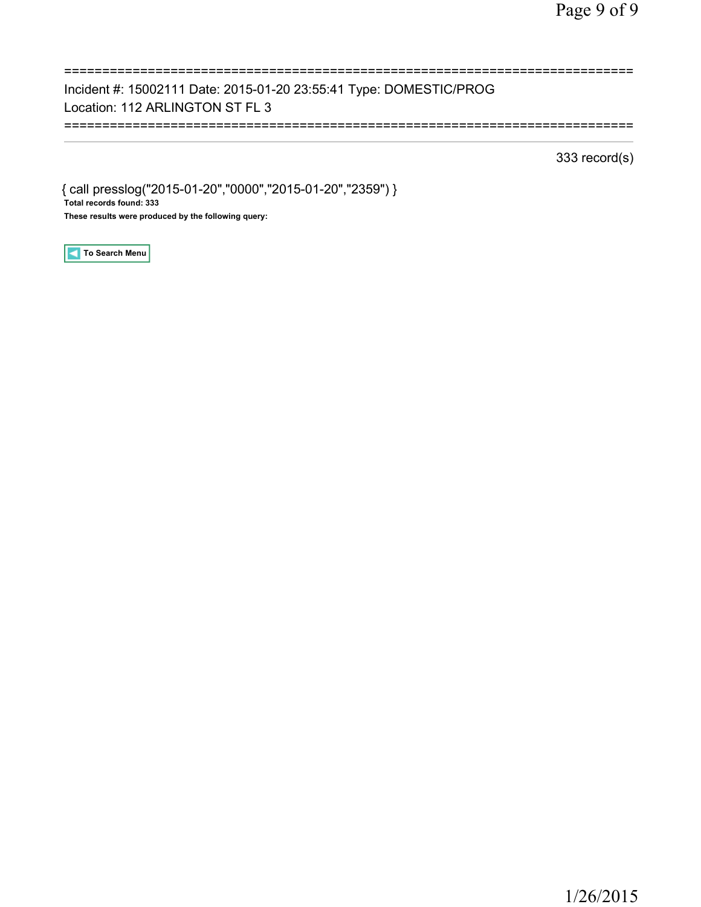==========================================================================
Incident #: 15002111 Date: 2015-01-20 23:55:41 Type: DOMESTIC/PROG
Location: 112 ARLINGTON ST FL 3
==========================================================================

---

333 record(s)

{ call presslog("2015-01-20","0000","2015-01-20","2359") }

**Total records found: 333**

**These results were produced by the following query:**

**To Search Menu**